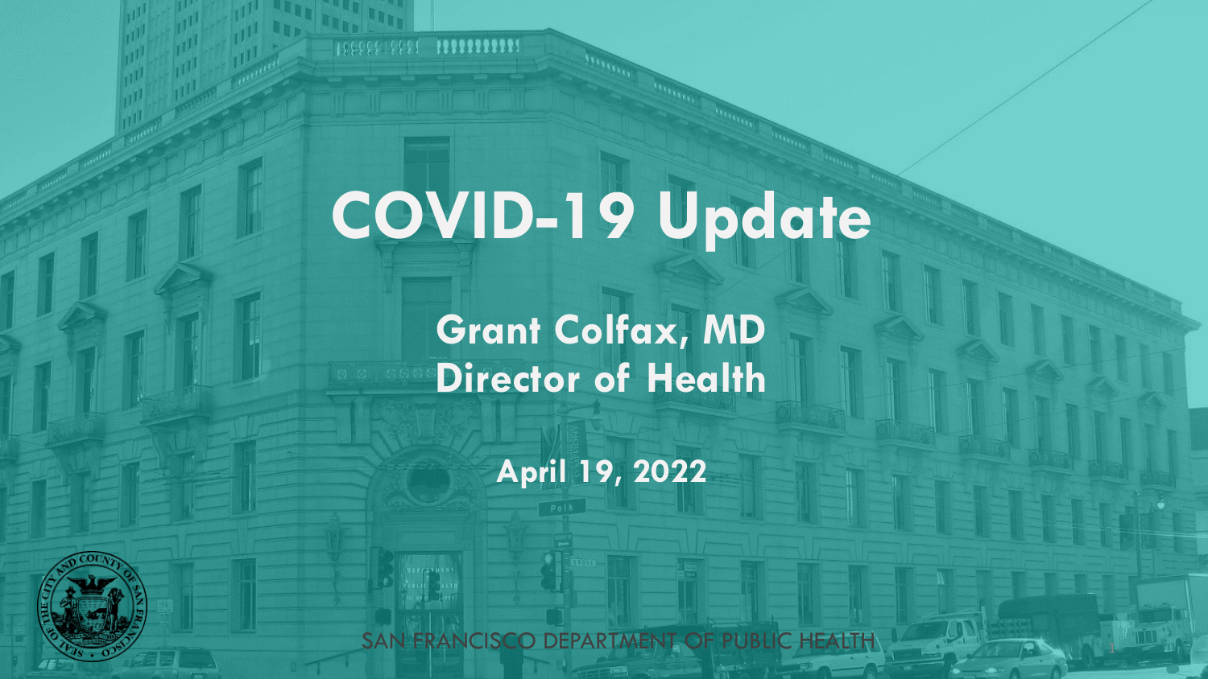# COVID-19 Update

**Grant Colfax, MD**
**Director of Health**

**April 19, 2022**

SAN FRANCISCO DEPARTMENT OF PUBLIC HEALTH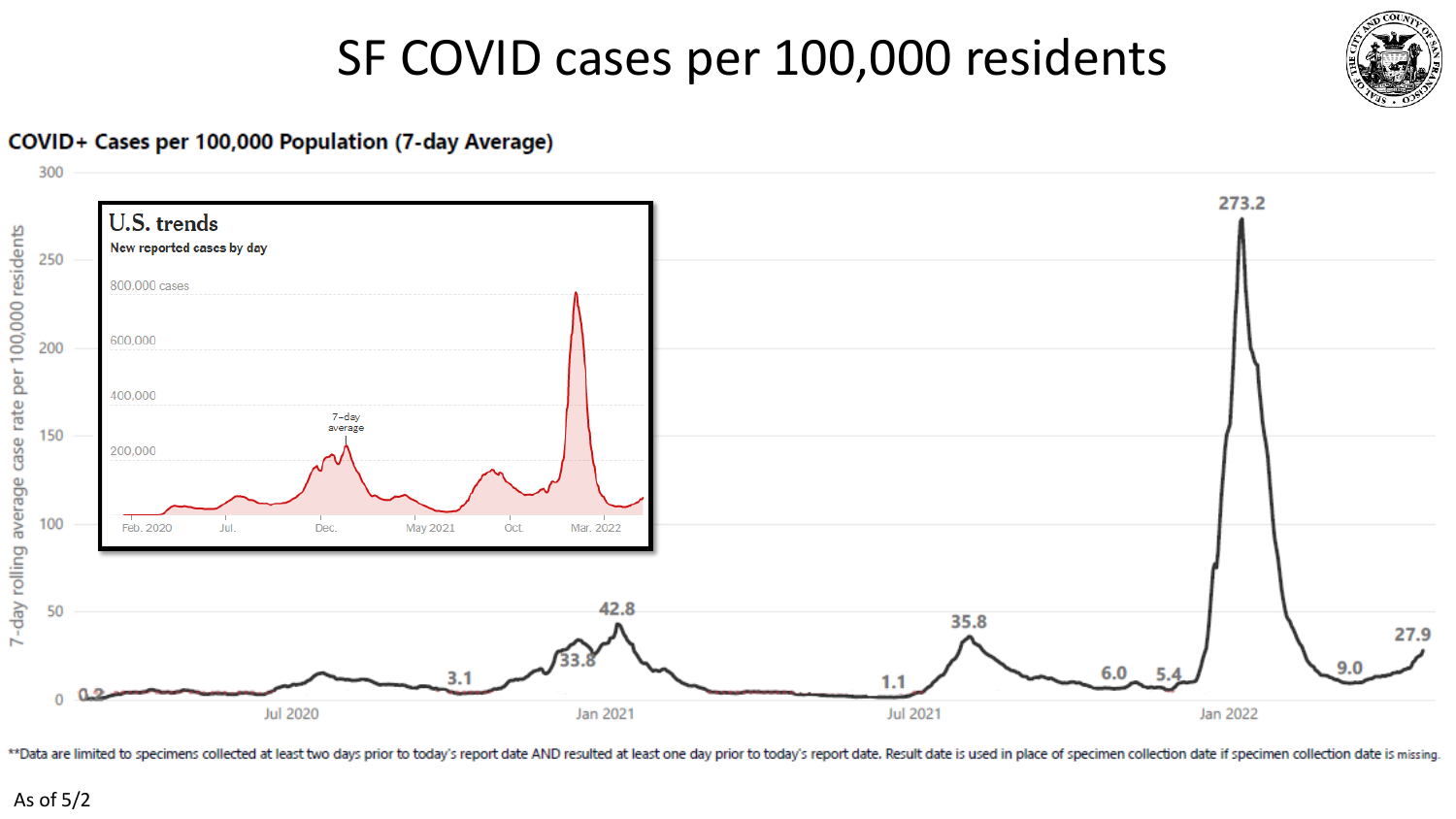# SF COVID cases per 100,000 residents

**COVID+ Cases per 100,000 Population (7-day Average)**

**U.S. trends**

New reported cases by day

**Data are limited to specimens collected at least two days prior to today's report date AND resulted at least one day prior to today's report date. Result date is used in place of specimen collection date if specimen collection date is missing.

As of 5/2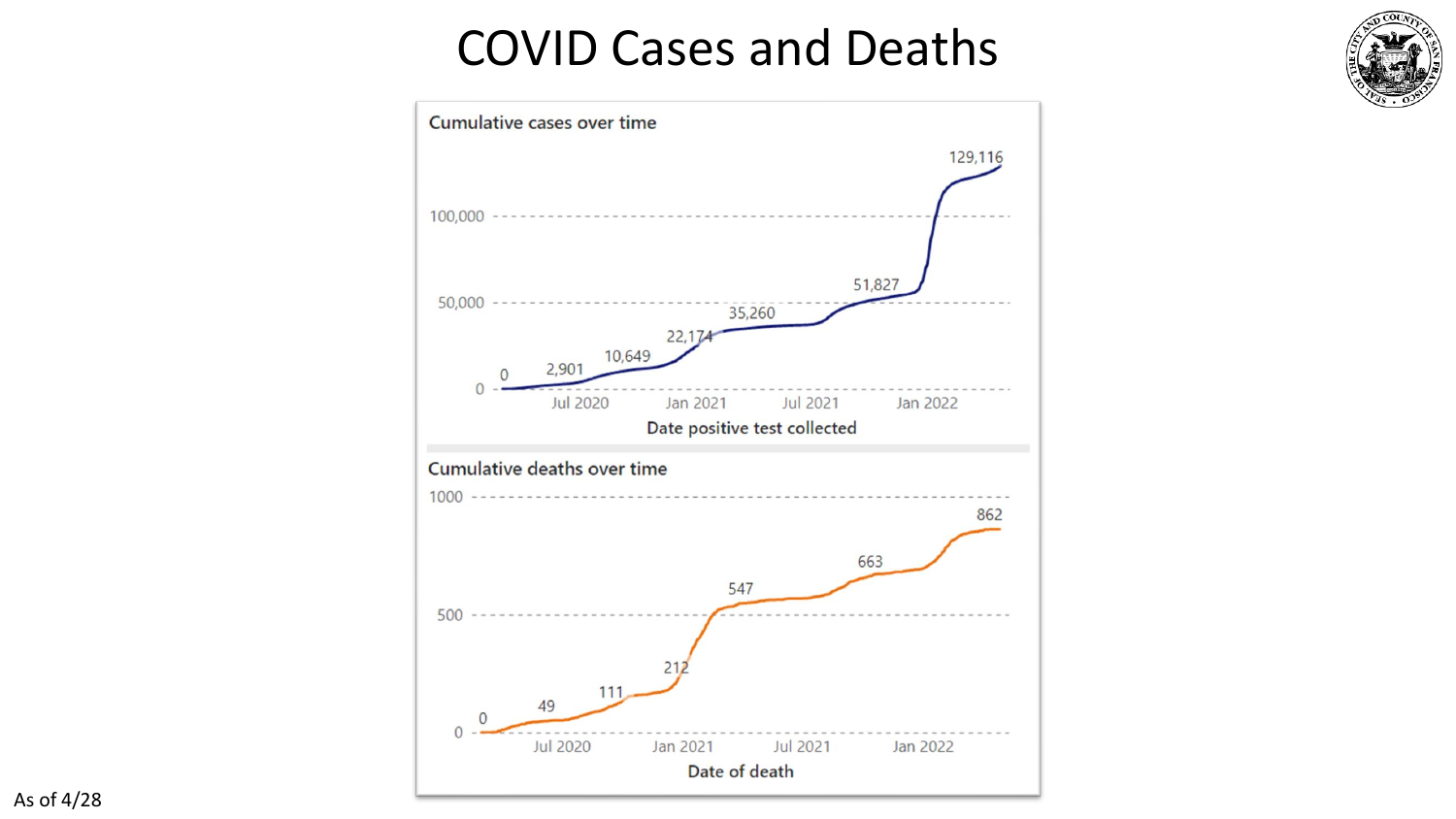# COVID Cases and Deaths

**Cumulative cases over time**

- 0
- 2,901
- 10,649
- 22,174
- 35,260
- 51,827
- 129,116

Y-axis: 0, 50,000, 100,000

X-axis: Jul 2020, Jan 2021, Jul 2021, Jan 2022

Date positive test collected

**Cumulative deaths over time**

- 0
- 49
- 111
- 212
- 547
- 663
- 862

Y-axis: 0, 500, 1000

X-axis: Jul 2020, Jan 2021, Jul 2021, Jan 2022

Date of death

As of 4/28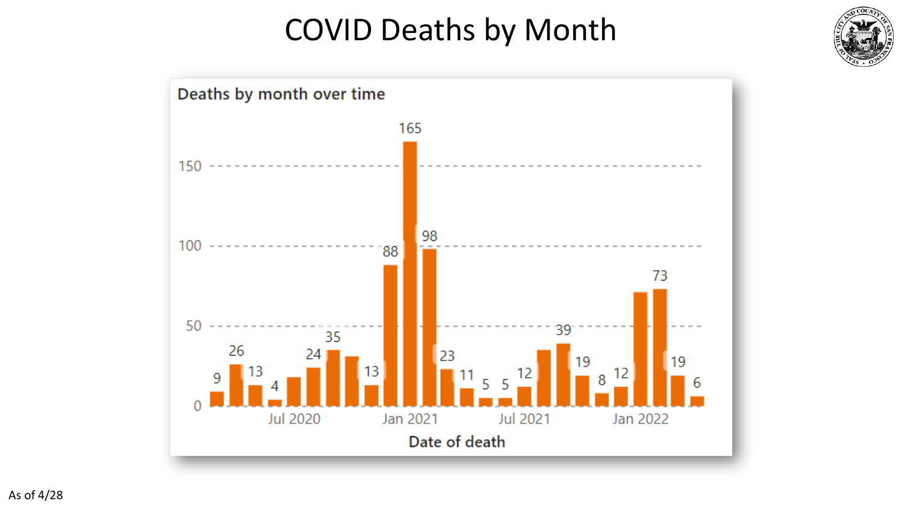# COVID Deaths by Month

**Deaths by month over time**

| Bar | Deaths |
|---|---|
| 1 | 9 |
| 2 | 26 |
| 3 | 13 |
| 4 | 4 |
| 5 | |
| 6 (Jul 2020) | 24 |
| 7 | 35 |
| 8 | |
| 9 | 13 |
| 10 | 88 |
| 11 (Jan 2021) | 165 |
| 12 | 98 |
| 13 | 23 |
| 14 | 11 |
| 15 | 5 |
| 16 (Jul 2021) | 5 |
| 17 | 12 |
| 18 | |
| 19 | 39 |
| 20 | 19 |
| 21 | 8 |
| 22 (Jan 2022) | 12 |
| 23 | |
| 24 | 73 |
| 25 | 19 |
| 26 | 6 |

Date of death

As of 4/28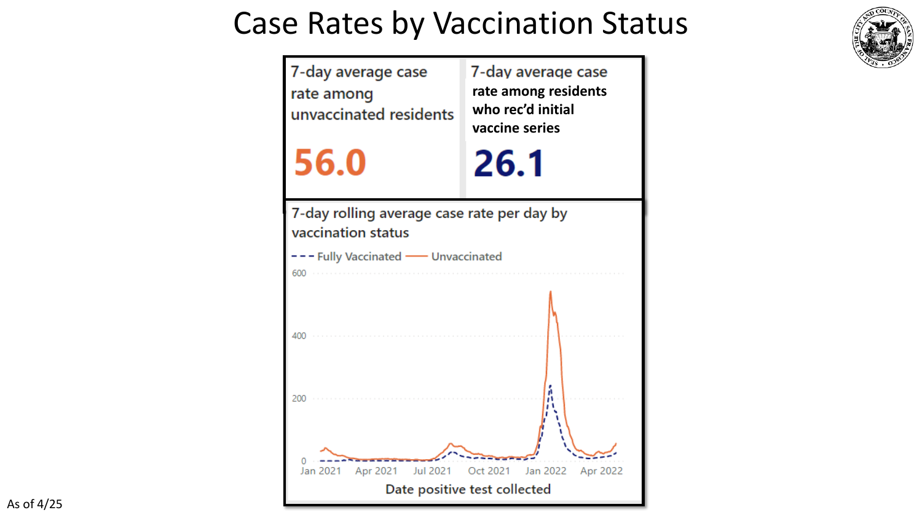# Case Rates by Vaccination Status

| 7-day average case rate among unvaccinated residents | 7-day average case rate among residents who rec'd initial vaccine series |
| --- | --- |
| **56.0** | **26.1** |

7-day rolling average case rate per day by vaccination status

Fully Vaccinated — Unvaccinated

600

400

200

0

Jan 2021 Apr 2021 Jul 2021 Oct 2021 Jan 2022 Apr 2022

Date positive test collected

As of 4/25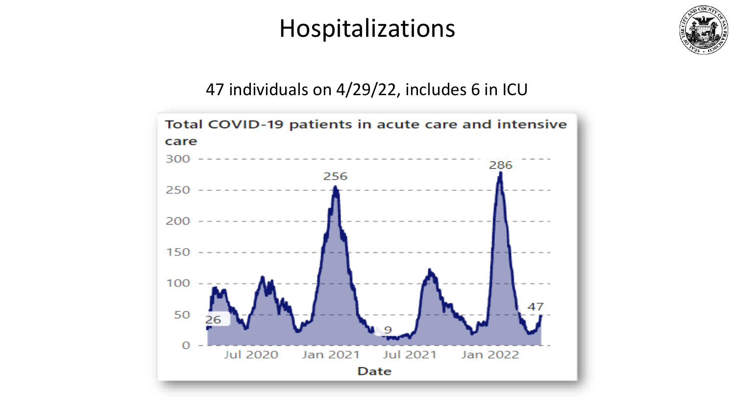# Hospitalizations

47 individuals on 4/29/22, includes 6 in ICU

Total COVID-19 patients in acute care and intensive care

Date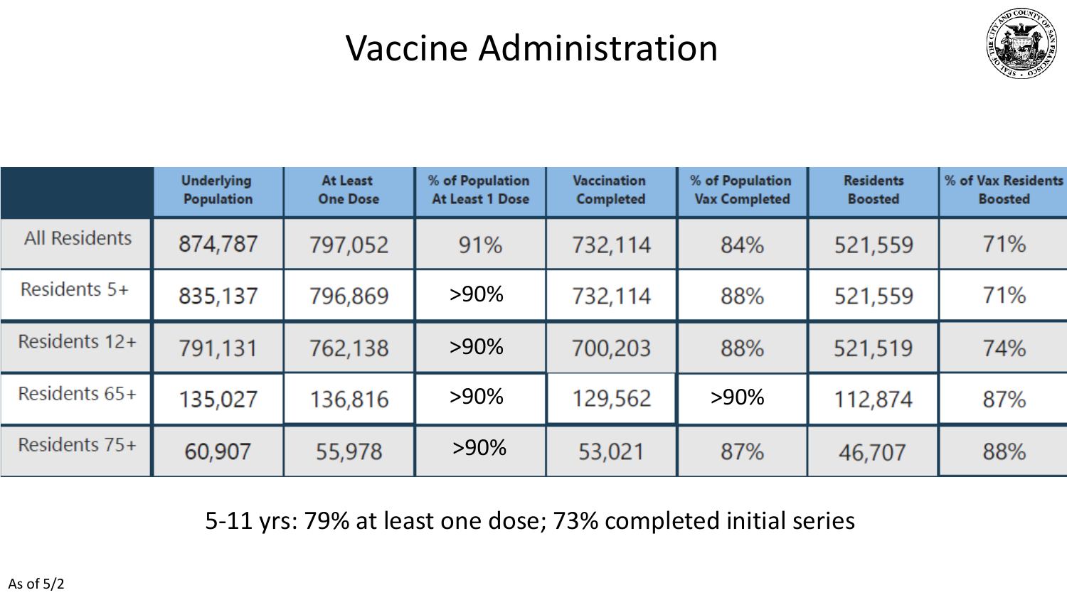# Vaccine Administration

| | Underlying Population | At Least One Dose | % of Population At Least 1 Dose | Vaccination Completed | % of Population Vax Completed | Residents Boosted | % of Vax Residents Boosted |
|---|---|---|---|---|---|---|---|
| All Residents | 874,787 | 797,052 | 91% | 732,114 | 84% | 521,559 | 71% |
| Residents 5+ | 835,137 | 796,869 | >90% | 732,114 | 88% | 521,559 | 71% |
| Residents 12+ | 791,131 | 762,138 | >90% | 700,203 | 88% | 521,519 | 74% |
| Residents 65+ | 135,027 | 136,816 | >90% | 129,562 | >90% | 112,874 | 87% |
| Residents 75+ | 60,907 | 55,978 | >90% | 53,021 | 87% | 46,707 | 88% |

5-11 yrs: 79% at least one dose; 73% completed initial series

As of 5/2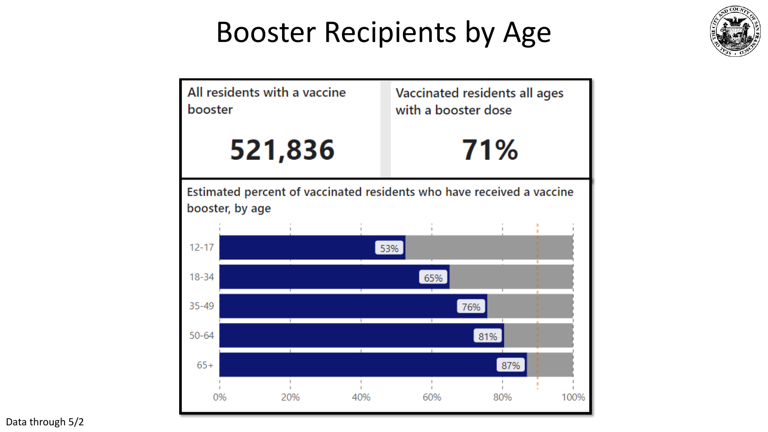# Booster Recipients by Age

| All residents with a vaccine booster | Vaccinated residents all ages with a booster dose |
| --- | --- |
| **521,836** | **71%** |

**Estimated percent of vaccinated residents who have received a vaccine booster, by age**

| Age | Percent |
| --- | --- |
| 12-17 | 53% |
| 18-34 | 65% |
| 35-49 | 76% |
| 50-64 | 81% |
| 65+ | 87% |

Data through 5/2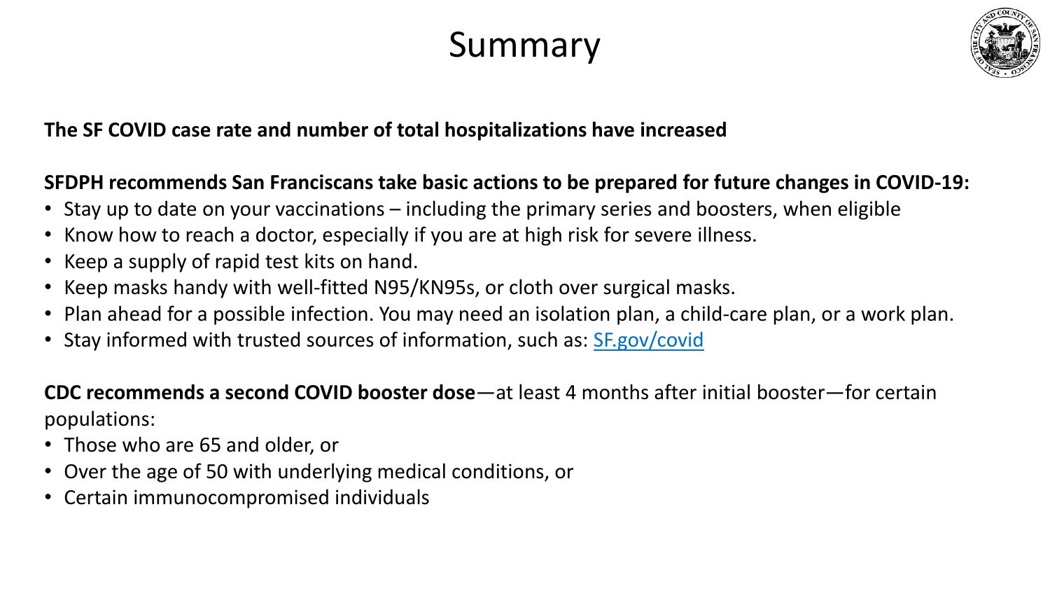# Summary

**The SF COVID case rate and number of total hospitalizations have increased**

**SFDPH recommends San Franciscans take basic actions to be prepared for future changes in COVID-19:**

- Stay up to date on your vaccinations – including the primary series and boosters, when eligible
- Know how to reach a doctor, especially if you are at high risk for severe illness.
- Keep a supply of rapid test kits on hand.
- Keep masks handy with well-fitted N95/KN95s, or cloth over surgical masks.
- Plan ahead for a possible infection. You may need an isolation plan, a child-care plan, or a work plan.
- Stay informed with trusted sources of information, such as: [SF.gov/covid](SF.gov/covid)

**CDC recommends a second COVID booster dose**—at least 4 months after initial booster—for certain populations:

- Those who are 65 and older, or
- Over the age of 50 with underlying medical conditions, or
- Certain immunocompromised individuals